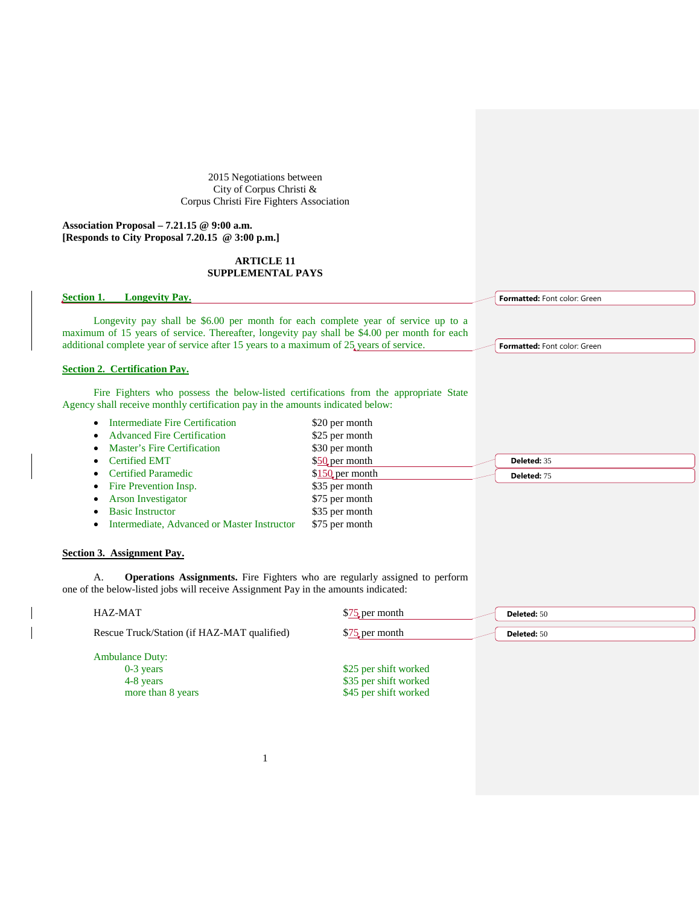2015 Negotiations between
City of Corpus Christi &
Corpus Christi Fire Fighters Association

**Association Proposal – 7.21.15 @ 9:00 a.m.**
**[Responds to City Proposal 7.20.15 @ 3:00 p.m.]**

# ARTICLE 11
# SUPPLEMENTAL PAYS

## Section 1. Longevity Pay.

Longevity pay shall be $6.00 per month for each complete year of service up to a maximum of 15 years of service. Thereafter, longevity pay shall be $4.00 per month for each additional complete year of service after 15 years to a maximum of 25 years of service.

## Section 2. Certification Pay.

Fire Fighters who possess the below-listed certifications from the appropriate State Agency shall receive monthly certification pay in the amounts indicated below:

- Intermediate Fire Certification — $20 per month
- Advanced Fire Certification — $25 per month
- Master's Fire Certification — $30 per month
- Certified EMT — $50 per month
- Certified Paramedic — $150 per month
- Fire Prevention Insp. — $35 per month
- Arson Investigator — $75 per month
- Basic Instructor — $35 per month
- Intermediate, Advanced or Master Instructor — $75 per month

## Section 3. Assignment Pay.

A. **Operations Assignments.** Fire Fighters who are regularly assigned to perform one of the below-listed jobs will receive Assignment Pay in the amounts indicated:

| | |
|---|---|
| HAZ-MAT | $75 per month |
| Rescue Truck/Station (if HAZ-MAT qualified) | $75 per month |
| Ambulance Duty: | |
| 0-3 years | $25 per shift worked |
| 4-8 years | $35 per shift worked |
| more than 8 years | $45 per shift worked |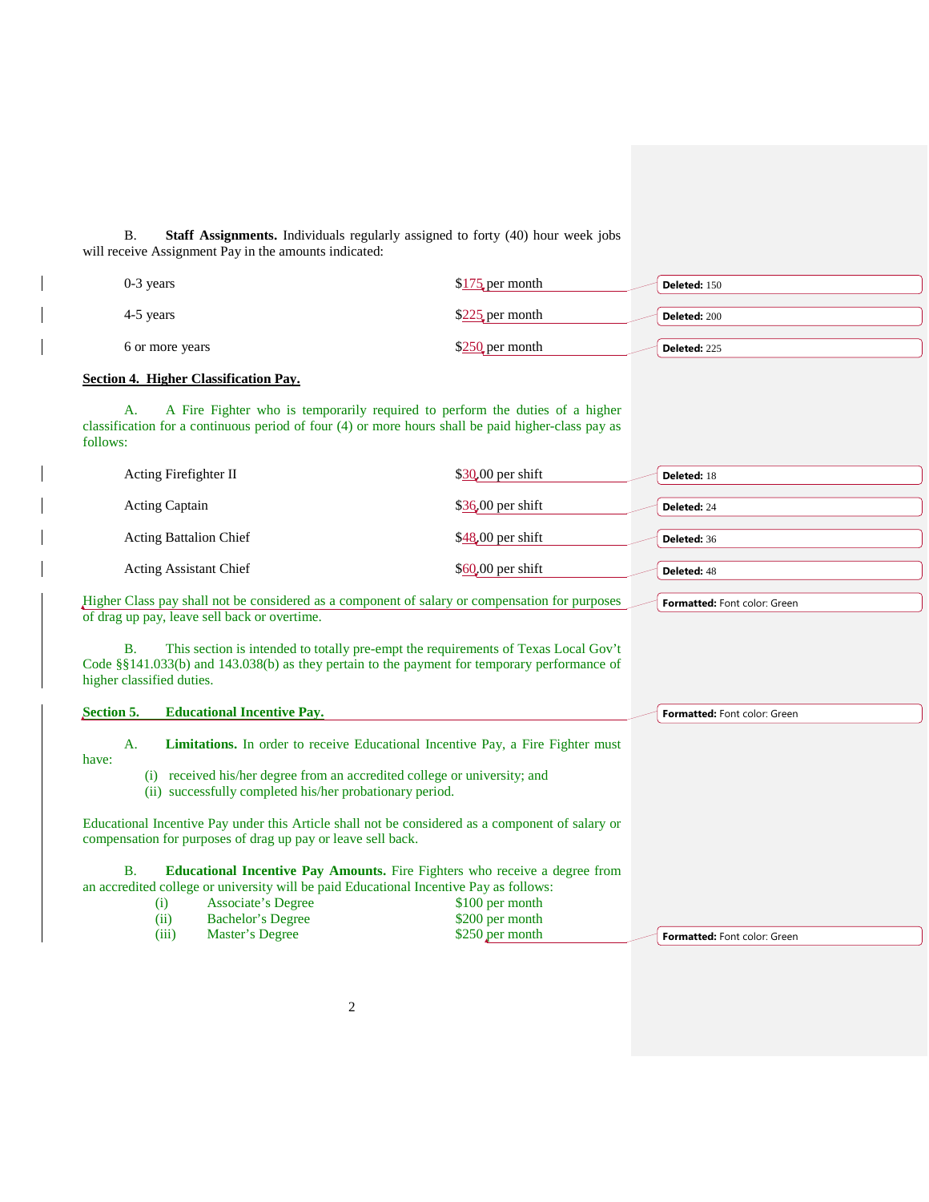B. **Staff Assignments.** Individuals regularly assigned to forty (40) hour week jobs will receive Assignment Pay in the amounts indicated:

| | |
|---|---|
| 0-3 years | $175 per month |
| 4-5 years | $225 per month |
| 6 or more years | $250 per month |

**Section 4. Higher Classification Pay.**

A. A Fire Fighter who is temporarily required to perform the duties of a higher classification for a continuous period of four (4) or more hours shall be paid higher-class pay as follows:

| | |
|---|---|
| Acting Firefighter II | $30.00 per shift |
| Acting Captain | $36.00 per shift |
| Acting Battalion Chief | $48.00 per shift |
| Acting Assistant Chief | $60.00 per shift |

Higher Class pay shall not be considered as a component of salary or compensation for purposes of drag up pay, leave sell back or overtime.

B. This section is intended to totally pre-empt the requirements of Texas Local Gov't Code §§141.033(b) and 143.038(b) as they pertain to the payment for temporary performance of higher classified duties.

**Section 5. Educational Incentive Pay.**

A. **Limitations.** In order to receive Educational Incentive Pay, a Fire Fighter must have:

(i) received his/her degree from an accredited college or university; and
(ii) successfully completed his/her probationary period.

Educational Incentive Pay under this Article shall not be considered as a component of salary or compensation for purposes of drag up pay or leave sell back.

B. **Educational Incentive Pay Amounts.** Fire Fighters who receive a degree from an accredited college or university will be paid Educational Incentive Pay as follows:

| | | |
|---|---|---|
| (i) | Associate's Degree | $100 per month |
| (ii) | Bachelor's Degree | $200 per month |
| (iii) | Master's Degree | $250 per month |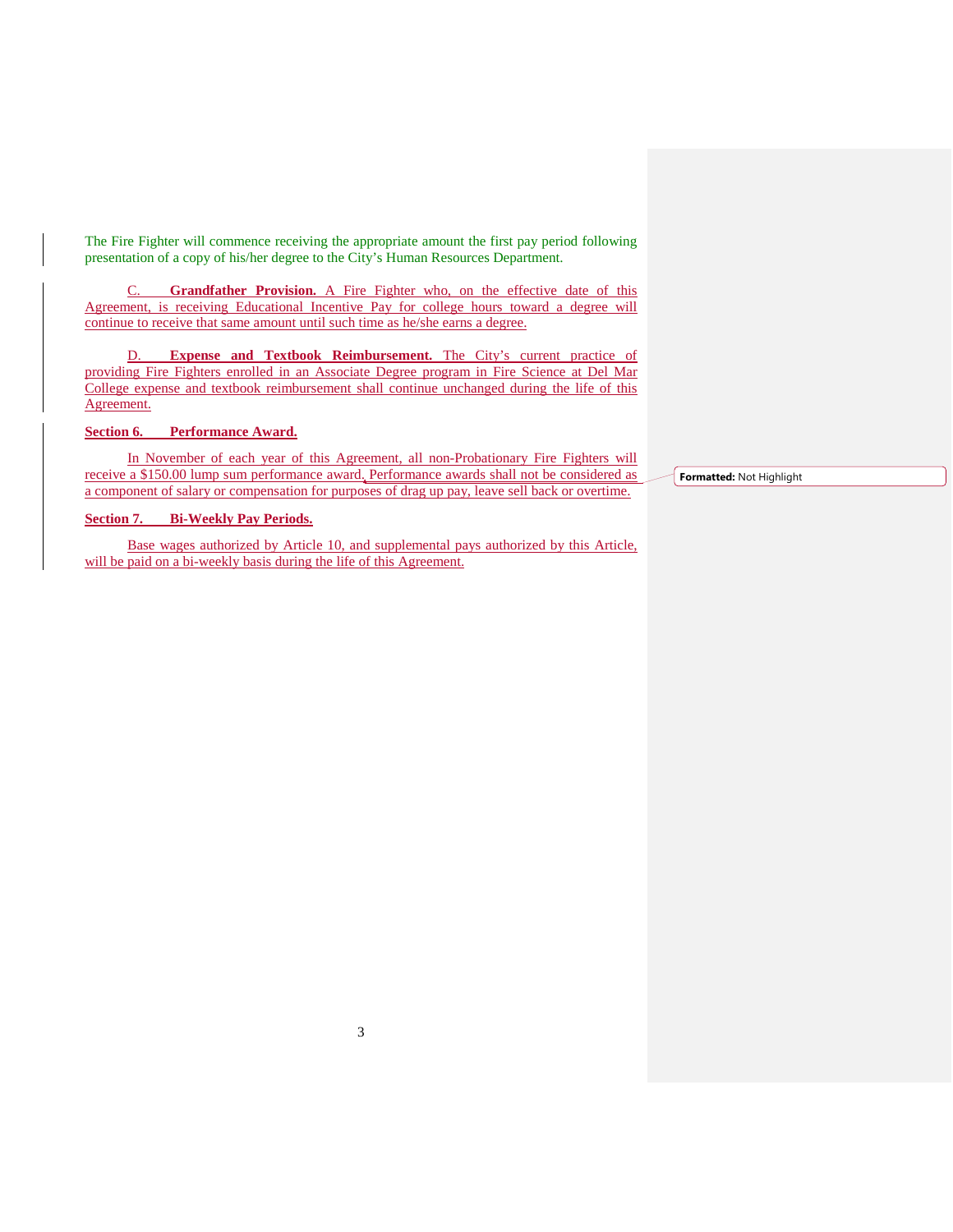The Fire Fighter will commence receiving the appropriate amount the first pay period following presentation of a copy of his/her degree to the City's Human Resources Department.

C. **Grandfather Provision.** A Fire Fighter who, on the effective date of this Agreement, is receiving Educational Incentive Pay for college hours toward a degree will continue to receive that same amount until such time as he/she earns a degree.

D. **Expense and Textbook Reimbursement.** The City's current practice of providing Fire Fighters enrolled in an Associate Degree program in Fire Science at Del Mar College expense and textbook reimbursement shall continue unchanged during the life of this Agreement.

**Section 6. Performance Award.**

In November of each year of this Agreement, all non-Probationary Fire Fighters will receive a $150.00 lump sum performance award. Performance awards shall not be considered as a component of salary or compensation for purposes of drag up pay, leave sell back or overtime.

**Section 7. Bi-Weekly Pay Periods.**

Base wages authorized by Article 10, and supplemental pays authorized by this Article, will be paid on a bi-weekly basis during the life of this Agreement.

**Formatted:** Not Highlight